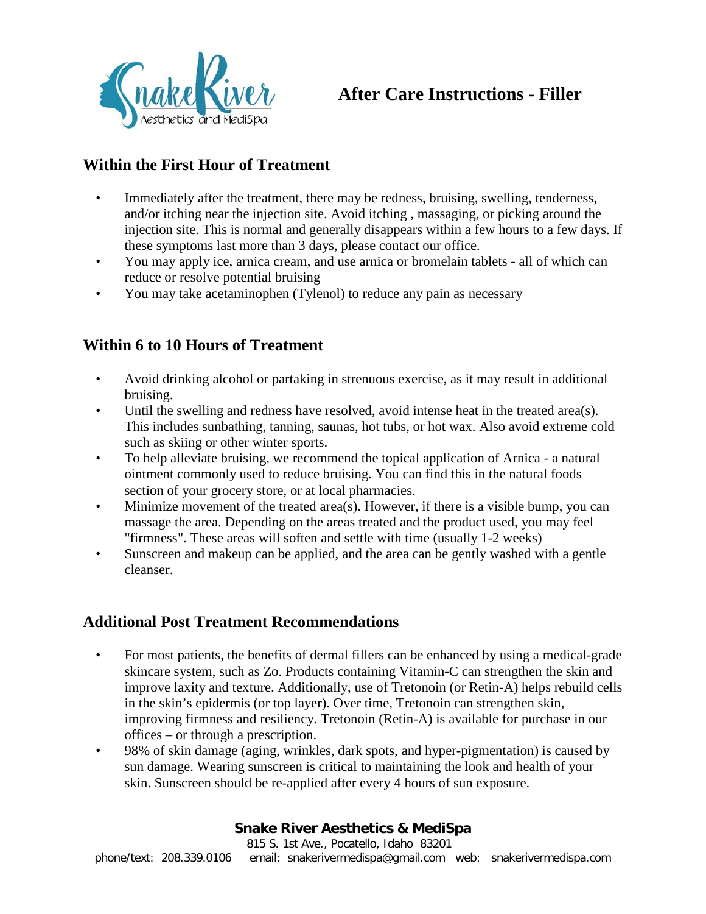# After Care Instructions - Filler

## Within the First Hour of Treatment

- Immediately after the treatment, there may be redness, bruising, swelling, tenderness, and/or itching near the injection site. Avoid itching , massaging, or picking around the injection site. This is normal and generally disappears within a few hours to a few days. If these symptoms last more than 3 days, please contact our office.
- You may apply ice, arnica cream, and use arnica or bromelain tablets - all of which can reduce or resolve potential bruising
- You may take acetaminophen (Tylenol) to reduce any pain as necessary

## Within 6 to 10 Hours of Treatment

- Avoid drinking alcohol or partaking in strenuous exercise, as it may result in additional bruising.
- Until the swelling and redness have resolved, avoid intense heat in the treated area(s). This includes sunbathing, tanning, saunas, hot tubs, or hot wax. Also avoid extreme cold such as skiing or other winter sports.
- To help alleviate bruising, we recommend the topical application of Arnica - a natural ointment commonly used to reduce bruising. You can find this in the natural foods section of your grocery store, or at local pharmacies.
- Minimize movement of the treated area(s). However, if there is a visible bump, you can massage the area. Depending on the areas treated and the product used, you may feel "firmness". These areas will soften and settle with time (usually 1-2 weeks)
- Sunscreen and makeup can be applied, and the area can be gently washed with a gentle cleanser.

## Additional Post Treatment Recommendations

- For most patients, the benefits of dermal fillers can be enhanced by using a medical-grade skincare system, such as Zo. Products containing Vitamin-C can strengthen the skin and improve laxity and texture. Additionally, use of Tretonoin (or Retin-A) helps rebuild cells in the skin's epidermis (or top layer). Over time, Tretonoin can strengthen skin, improving firmness and resiliency. Tretonoin (Retin-A) is available for purchase in our offices – or through a prescription.
- 98% of skin damage (aging, wrinkles, dark spots, and hyper-pigmentation) is caused by sun damage. Wearing sunscreen is critical to maintaining the look and health of your skin. Sunscreen should be re-applied after every 4 hours of sun exposure.

**Snake River Aesthetics & MediSpa**
815 S. 1st Ave., Pocatello, Idaho 83201
phone/text: 208.339.0106 email: snakerivermedispa@gmail.com web: snakerivermedispa.com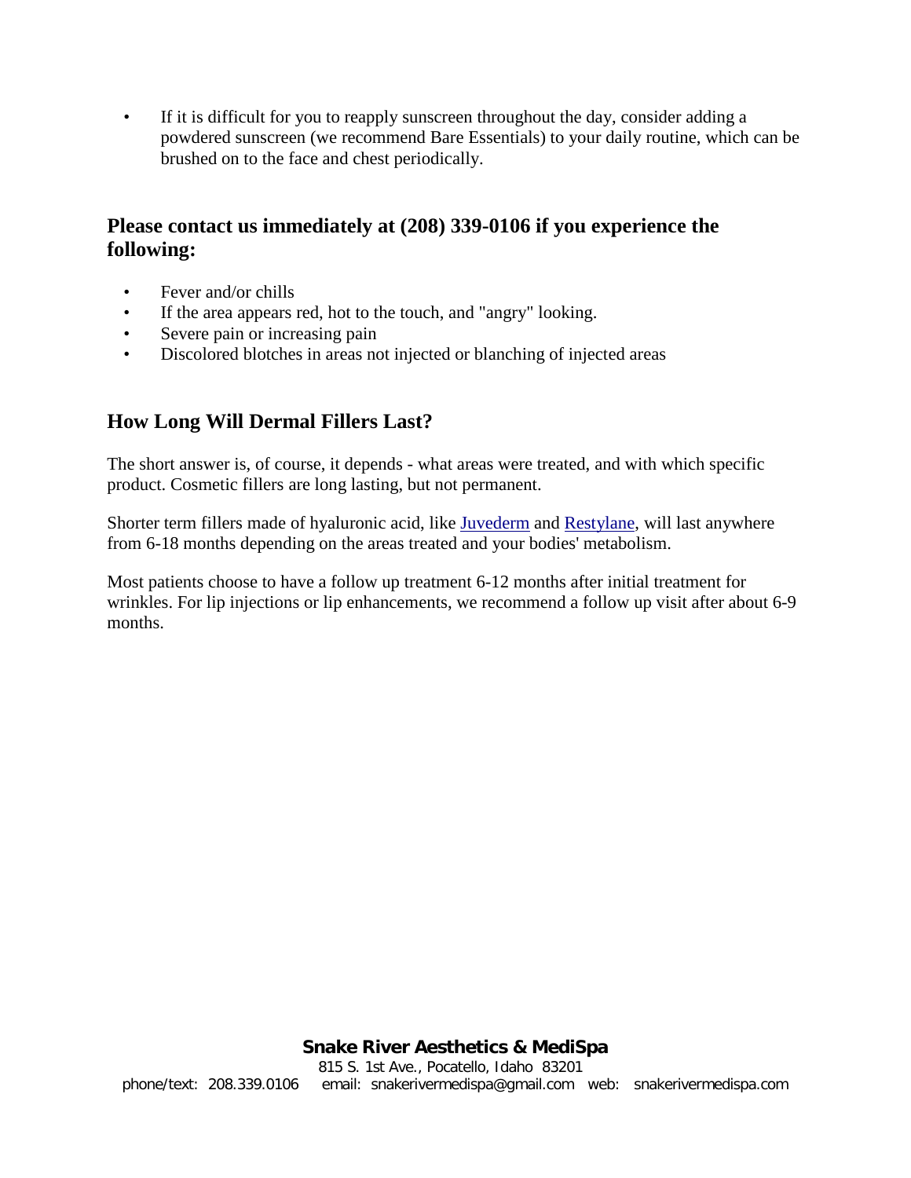- If it is difficult for you to reapply sunscreen throughout the day, consider adding a powdered sunscreen (we recommend Bare Essentials) to your daily routine, which can be brushed on to the face and chest periodically.

## Please contact us immediately at (208) 339-0106 if you experience the following:

- Fever and/or chills
- If the area appears red, hot to the touch, and "angry" looking.
- Severe pain or increasing pain
- Discolored blotches in areas not injected or blanching of injected areas

## How Long Will Dermal Fillers Last?

The short answer is, of course, it depends - what areas were treated, and with which specific product. Cosmetic fillers are long lasting, but not permanent.

Shorter term fillers made of hyaluronic acid, like Juvederm and Restylane, will last anywhere from 6-18 months depending on the areas treated and your bodies' metabolism.

Most patients choose to have a follow up treatment 6-12 months after initial treatment for wrinkles. For lip injections or lip enhancements, we recommend a follow up visit after about 6-9 months.

**Snake River Aesthetics & MediSpa**

815 S. 1st Ave., Pocatello, Idaho 83201

phone/text: 208.339.0106 email: snakerivermedispa@gmail.com web: snakerivermedispa.com